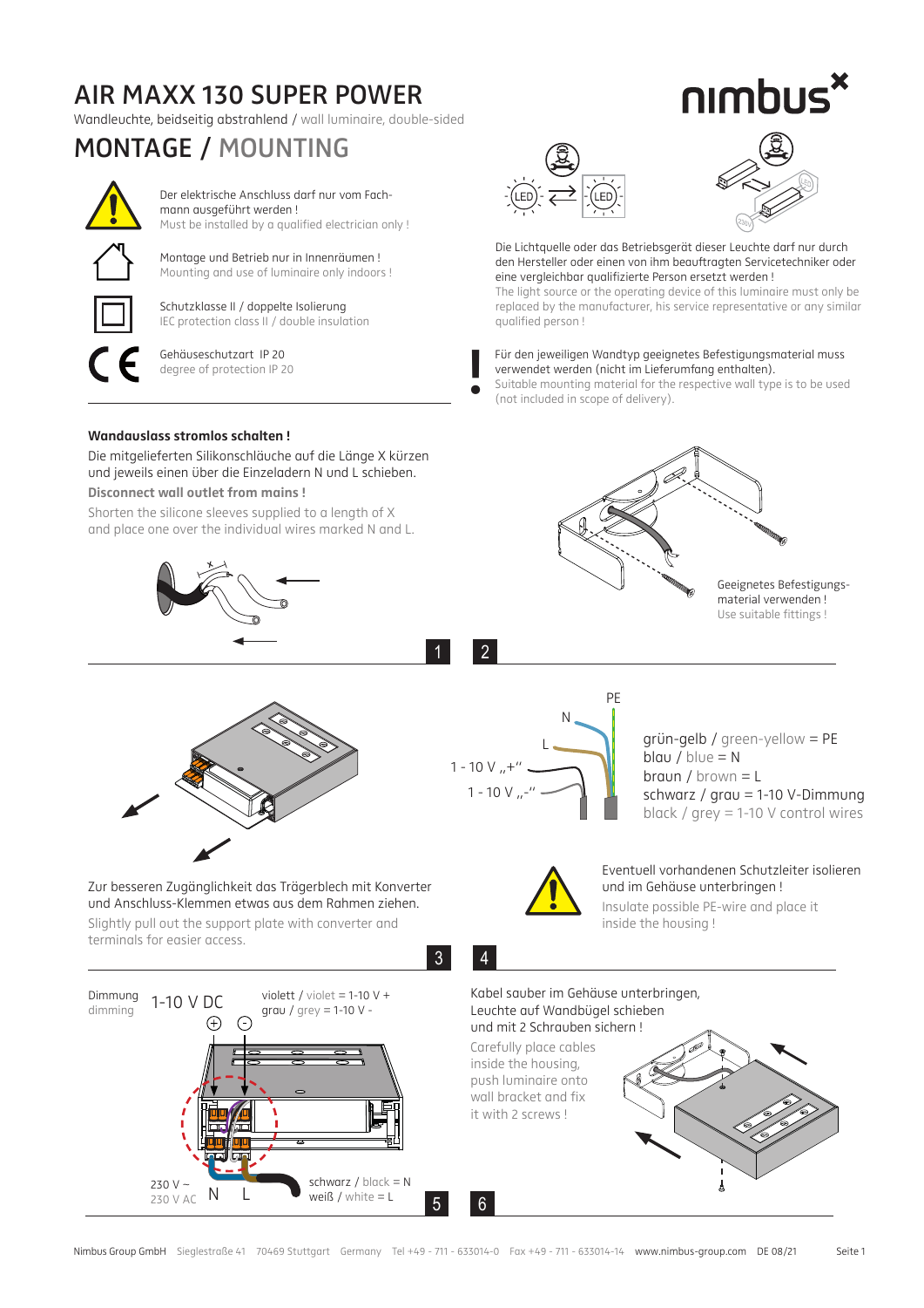# AIR MAXX 130 SUPER POWER

Wandleuchte, beidseitig abstrahlend / wall luminaire, double-sided

nimbus

## MONTAGE / MOUNTING

Der elektrische Anschluss darf nur vom Fachmann ausgeführt werden !
Must be installed by a qualified electrician only !

Montage und Betrieb nur in Innenräumen !
Mounting and use of luminaire only indoors !

Schutzklasse II / doppelte Isolierung
IEC protection class II / double insulation

Gehäuseschutzart IP 20
degree of protection IP 20

Die Lichtquelle oder das Betriebsgerät dieser Leuchte darf nur durch den Hersteller oder einen von ihm beauftragten Servicetechniker oder eine vergleichbar qualifizierte Person ersetzt werden !
The light source or the operating device of this luminaire must only be replaced by the manufacturer, his service representative or any similar qualified person !

Für den jeweiligen Wandtyp geeignetes Befestigungsmaterial muss verwendet werden (nicht im Lieferumfang enthalten).
Suitable mounting material for the respective wall type is to be used (not included in scope of delivery).

### 1

**Wandauslass stromlos schalten !**

Die mitgelieferten Silikonschläuche auf die Länge X kürzen und jeweils einen über die Einzeladern N und L schieben.

**Disconnect wall outlet from mains !**

Shorten the silicone sleeves supplied to a length of X and place one over the individual wires marked N and L.

### 2

Geeignetes Befestigungsmaterial verwenden !
Use suitable fittings !

### 3

Zur besseren Zugänglichkeit das Trägerblech mit Konverter und Anschluss-Klemmen etwas aus dem Rahmen ziehen.
Slightly pull out the support plate with converter and terminals for easier access.

### 4

PE, N, L, 1 - 10 V „+“, 1 - 10 V „-“

grün-gelb / green-yellow = PE
blau / blue = N
braun / brown = L
schwarz / grau = 1-10 V-Dimmung
black / grey = 1-10 V control wires

Eventuell vorhandenen Schutzleiter isolieren und im Gehäuse unterbringen !
Insulate possible PE-wire and place it inside the housing !

### 5

Dimmung / dimming 1-10 V DC (+) (-)

violett / violet = 1-10 V +
grau / grey = 1-10 V -

230 V ~ / 230 V AC N L

schwarz / black = N
weiß / white = L

### 6

Kabel sauber im Gehäuse unterbringen, Leuchte auf Wandbügel schieben und mit 2 Schrauben sichern !
Carefully place cables inside the housing, push luminaire onto wall bracket and fix it with 2 screws !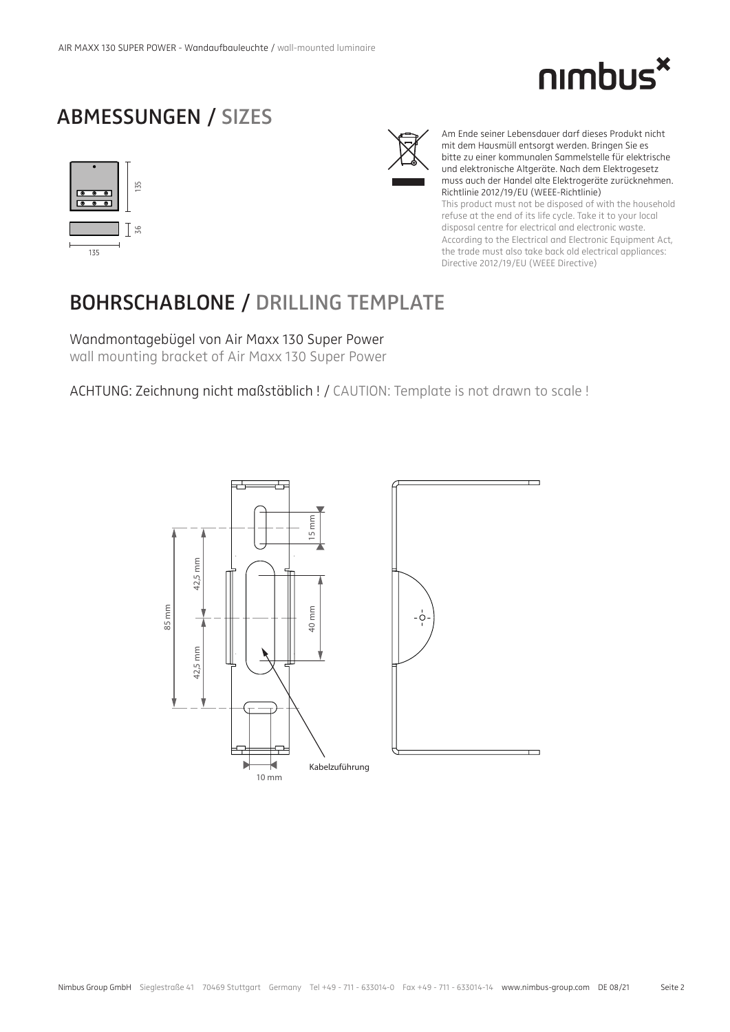# ABMESSUNGEN / SIZES

135

36

135

Am Ende seiner Lebensdauer darf dieses Produkt nicht mit dem Hausmüll entsorgt werden. Bringen Sie es bitte zu einer kommunalen Sammelstelle für elektrische und elektronische Altgeräte. Nach dem Elektrogesetz muss auch der Handel alte Elektrogeräte zurücknehmen. Richtlinie 2012/19/EU (WEEE-Richtlinie)

This product must not be disposed of with the household refuse at the end of its life cycle. Take it to your local disposal centre for electrical and electronic waste. According to the Electrical and Electronic Equipment Act, the trade must also take back old electrical appliances: Directive 2012/19/EU (WEEE Directive)

# BOHRSCHABLONE / DRILLING TEMPLATE

Wandmontagebügel von Air Maxx 130 Super Power

wall mounting bracket of Air Maxx 130 Super Power

ACHTUNG: Zeichnung nicht maßstäblich ! / CAUTION: Template is not drawn to scale !

15 mm

42,5 mm

85 mm

40 mm

42,5 mm

10 mm

Kabelzuführung